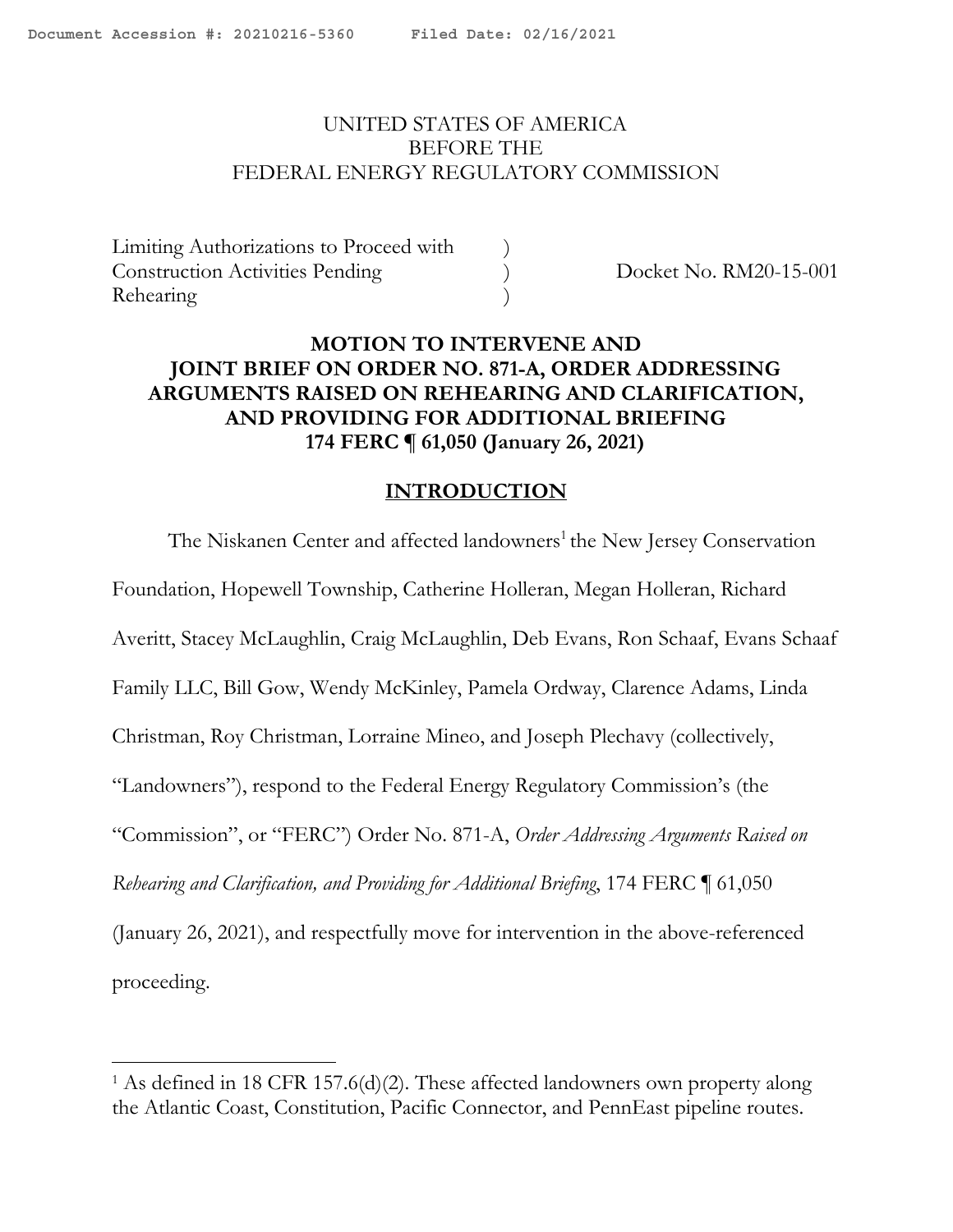UNITED STATES OF AMERICA
BEFORE THE
FEDERAL ENERGY REGULATORY COMMISSION

| | | |
|---|---|---|
| Limiting Authorizations to Proceed with Construction Activities Pending Rehearing | ) ) ) | Docket No. RM20-15-001 |

**MOTION TO INTERVENE AND JOINT BRIEF ON ORDER NO. 871-A, ORDER ADDRESSING ARGUMENTS RAISED ON REHEARING AND CLARIFICATION, AND PROVIDING FOR ADDITIONAL BRIEFING 174 FERC ¶ 61,050 (January 26, 2021)**

## INTRODUCTION

The Niskanen Center and affected landowners[1] the New Jersey Conservation Foundation, Hopewell Township, Catherine Holleran, Megan Holleran, Richard Averitt, Stacey McLaughlin, Craig McLaughlin, Deb Evans, Ron Schaaf, Evans Schaaf Family LLC, Bill Gow, Wendy McKinley, Pamela Ordway, Clarence Adams, Linda Christman, Roy Christman, Lorraine Mineo, and Joseph Plechavy (collectively, "Landowners"), respond to the Federal Energy Regulatory Commission's (the "Commission", or "FERC") Order No. 871-A, *Order Addressing Arguments Raised on Rehearing and Clarification, and Providing for Additional Briefing*, 174 FERC ¶ 61,050 (January 26, 2021), and respectfully move for intervention in the above-referenced proceeding.

[1] As defined in 18 CFR 157.6(d)(2). These affected landowners own property along the Atlantic Coast, Constitution, Pacific Connector, and PennEast pipeline routes.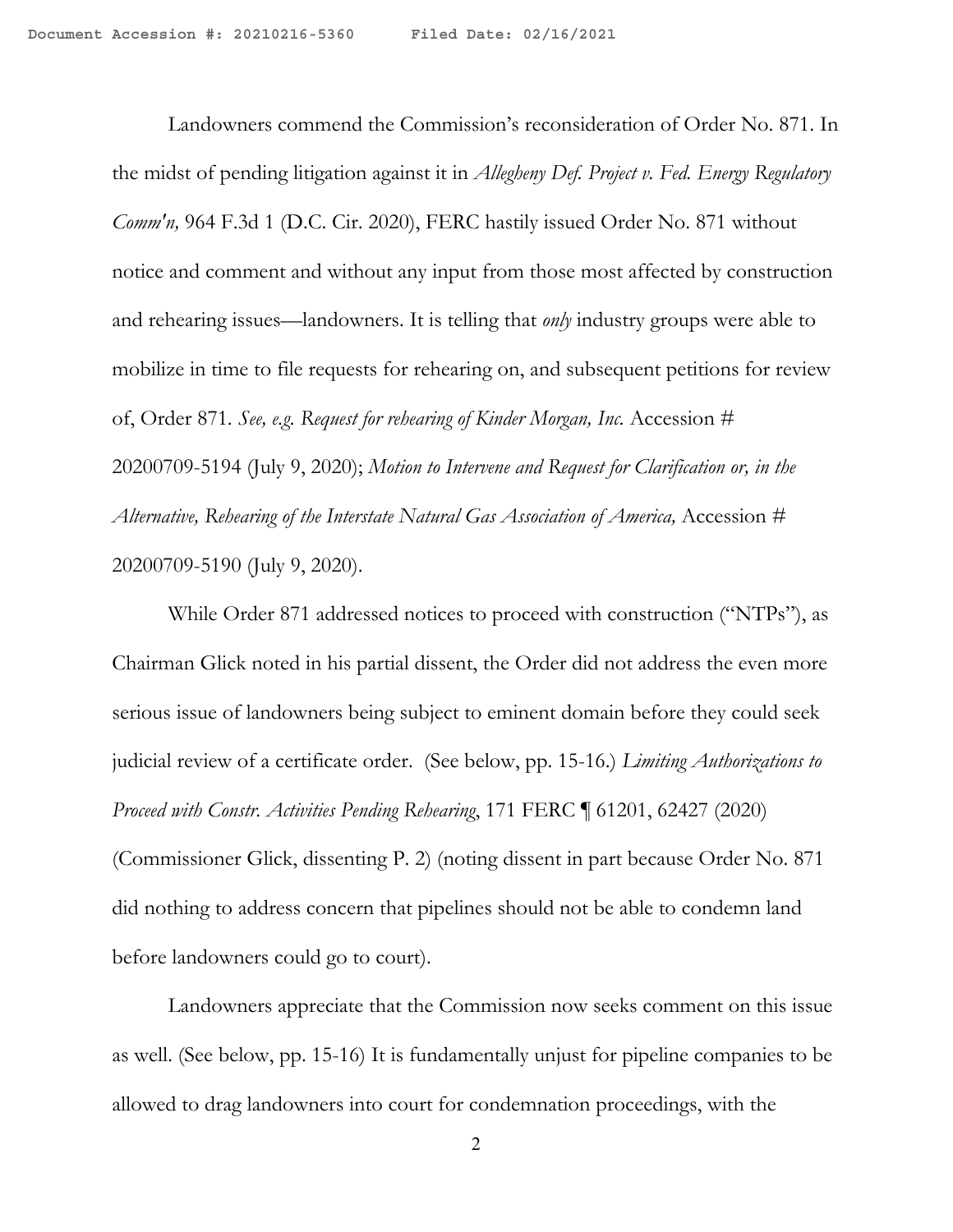Landowners commend the Commission's reconsideration of Order No. 871. In the midst of pending litigation against it in *Allegheny Def. Project v. Fed. Energy Regulatory Comm'n,* 964 F.3d 1 (D.C. Cir. 2020), FERC hastily issued Order No. 871 without notice and comment and without any input from those most affected by construction and rehearing issues—landowners. It is telling that *only* industry groups were able to mobilize in time to file requests for rehearing on, and subsequent petitions for review of, Order 871. *See, e.g. Request for rehearing of Kinder Morgan, Inc.* Accession # 20200709-5194 (July 9, 2020); *Motion to Intervene and Request for Clarification or, in the Alternative, Rehearing of the Interstate Natural Gas Association of America,* Accession # 20200709-5190 (July 9, 2020).

While Order 871 addressed notices to proceed with construction ("NTPs"), as Chairman Glick noted in his partial dissent, the Order did not address the even more serious issue of landowners being subject to eminent domain before they could seek judicial review of a certificate order. (See below, pp. 15-16.) *Limiting Authorizations to Proceed with Constr. Activities Pending Rehearing*, 171 FERC ¶ 61201, 62427 (2020) (Commissioner Glick, dissenting P. 2) (noting dissent in part because Order No. 871 did nothing to address concern that pipelines should not be able to condemn land before landowners could go to court).

Landowners appreciate that the Commission now seeks comment on this issue as well. (See below, pp. 15-16) It is fundamentally unjust for pipeline companies to be allowed to drag landowners into court for condemnation proceedings, with the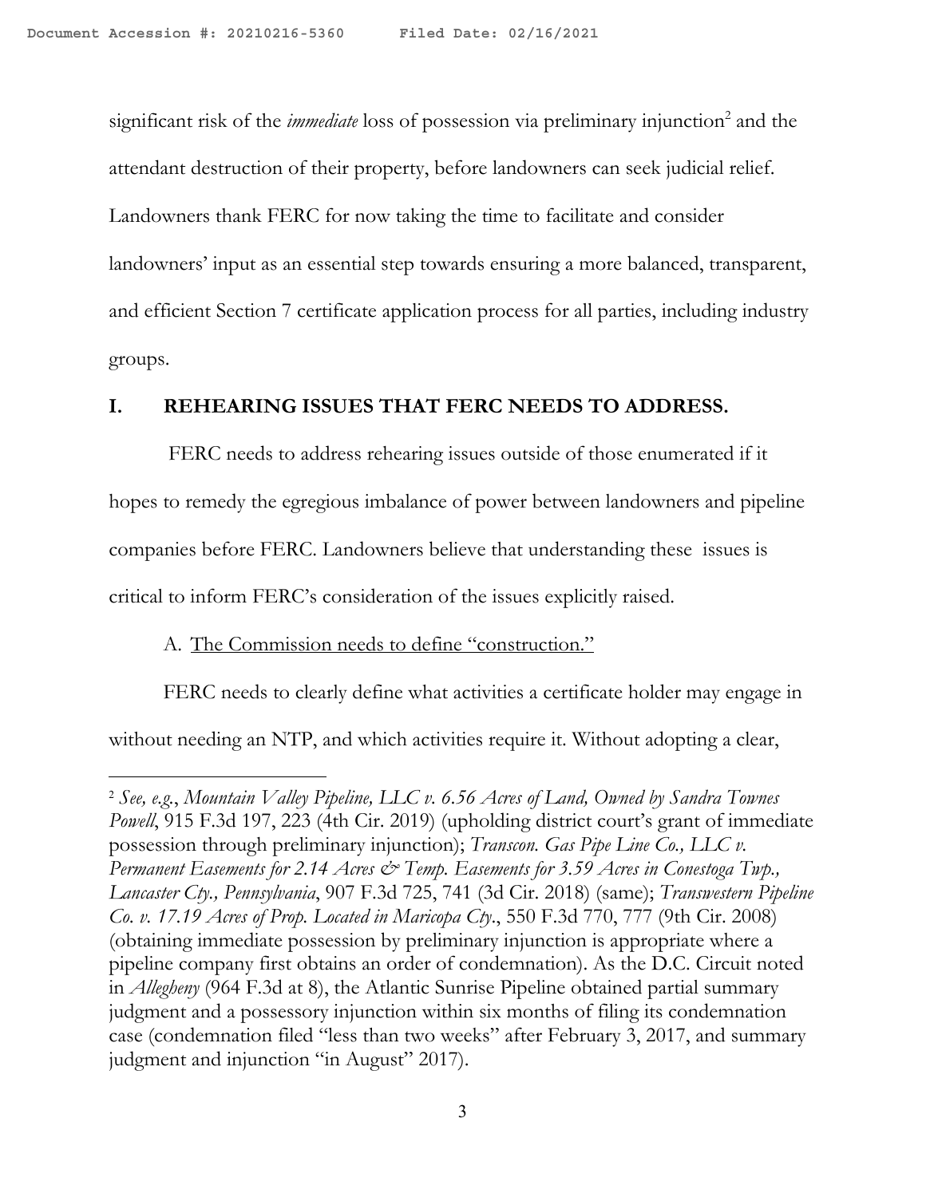significant risk of the *immediate* loss of possession via preliminary injunction[2] and the attendant destruction of their property, before landowners can seek judicial relief. Landowners thank FERC for now taking the time to facilitate and consider landowners' input as an essential step towards ensuring a more balanced, transparent, and efficient Section 7 certificate application process for all parties, including industry groups.

## I. REHEARING ISSUES THAT FERC NEEDS TO ADDRESS.

FERC needs to address rehearing issues outside of those enumerated if it hopes to remedy the egregious imbalance of power between landowners and pipeline companies before FERC. Landowners believe that understanding these issues is critical to inform FERC's consideration of the issues explicitly raised.

### A. The Commission needs to define "construction."

FERC needs to clearly define what activities a certificate holder may engage in without needing an NTP, and which activities require it. Without adopting a clear,

---

[2] *See, e.g.*, *Mountain Valley Pipeline, LLC v. 6.56 Acres of Land, Owned by Sandra Townes Powell*, 915 F.3d 197, 223 (4th Cir. 2019) (upholding district court's grant of immediate possession through preliminary injunction); *Transcon. Gas Pipe Line Co., LLC v. Permanent Easements for 2.14 Acres & Temp. Easements for 3.59 Acres in Conestoga Twp., Lancaster Cty., Pennsylvania*, 907 F.3d 725, 741 (3d Cir. 2018) (same); *Transwestern Pipeline Co. v. 17.19 Acres of Prop. Located in Maricopa Cty.*, 550 F.3d 770, 777 (9th Cir. 2008) (obtaining immediate possession by preliminary injunction is appropriate where a pipeline company first obtains an order of condemnation). As the D.C. Circuit noted in *Allegheny* (964 F.3d at 8), the Atlantic Sunrise Pipeline obtained partial summary judgment and a possessory injunction within six months of filing its condemnation case (condemnation filed "less than two weeks" after February 3, 2017, and summary judgment and injunction "in August" 2017).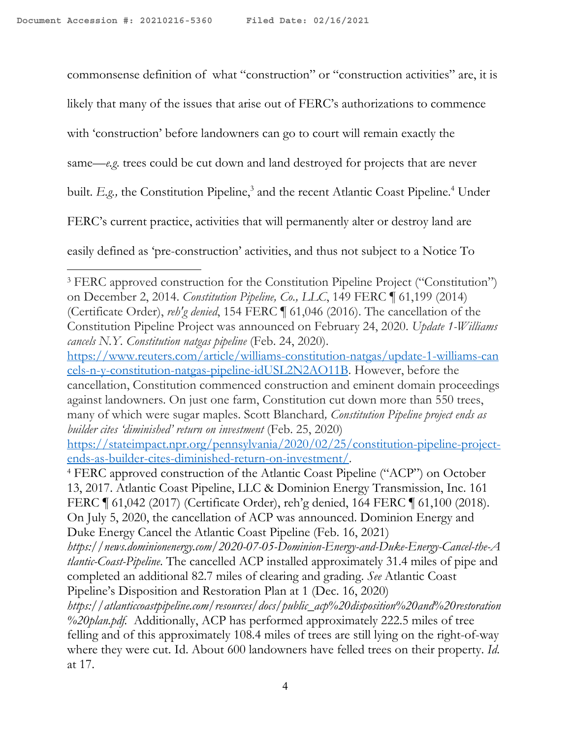commonsense definition of what "construction" or "construction activities" are, it is likely that many of the issues that arise out of FERC's authorizations to commence with 'construction' before landowners can go to court will remain exactly the same—*e.g.* trees could be cut down and land destroyed for projects that are never built. *E.g.,* the Constitution Pipeline,[3] and the recent Atlantic Coast Pipeline.[4] Under FERC's current practice, activities that will permanently alter or destroy land are easily defined as 'pre-construction' activities, and thus not subject to a Notice To

---

[3] FERC approved construction for the Constitution Pipeline Project ("Constitution") on December 2, 2014. *Constitution Pipeline, Co., LLC*, 149 FERC ¶ 61,199 (2014) (Certificate Order), *reh'g denied*, 154 FERC ¶ 61,046 (2016). The cancellation of the Constitution Pipeline Project was announced on February 24, 2020. *Update 1-Williams cancels N.Y. Constitution natgas pipeline* (Feb. 24, 2020). https://www.reuters.com/article/williams-constitution-natgas/update-1-williams-cancels-n-y-constitution-natgas-pipeline-idUSL2N2AO11B. However, before the cancellation, Constitution commenced construction and eminent domain proceedings against landowners. On just one farm, Constitution cut down more than 550 trees, many of which were sugar maples. Scott Blanchard*, Constitution Pipeline project ends as builder cites 'diminished' return on investment* (Feb. 25, 2020) https://stateimpact.npr.org/pennsylvania/2020/02/25/constitution-pipeline-project-ends-as-builder-cites-diminished-return-on-investment/.

[4] FERC approved construction of the Atlantic Coast Pipeline ("ACP") on October 13, 2017. Atlantic Coast Pipeline, LLC & Dominion Energy Transmission, Inc. 161 FERC ¶ 61,042 (2017) (Certificate Order), reh'g denied, 164 FERC ¶ 61,100 (2018). On July 5, 2020, the cancellation of ACP was announced. Dominion Energy and Duke Energy Cancel the Atlantic Coast Pipeline (Feb. 16, 2021) *https://news.dominionenergy.com/2020-07-05-Dominion-Energy-and-Duke-Energy-Cancel-the-Atlantic-Coast-Pipeline*. The cancelled ACP installed approximately 31.4 miles of pipe and completed an additional 82.7 miles of clearing and grading. *See* Atlantic Coast Pipeline's Disposition and Restoration Plan at 1 (Dec. 16, 2020) *https://atlanticcoastpipeline.com/resources/docs/public_acp%20disposition%20and%20restoration%20plan.pdf.* Additionally, ACP has performed approximately 222.5 miles of tree felling and of this approximately 108.4 miles of trees are still lying on the right-of-way where they were cut. Id. About 600 landowners have felled trees on their property. *Id.* at 17.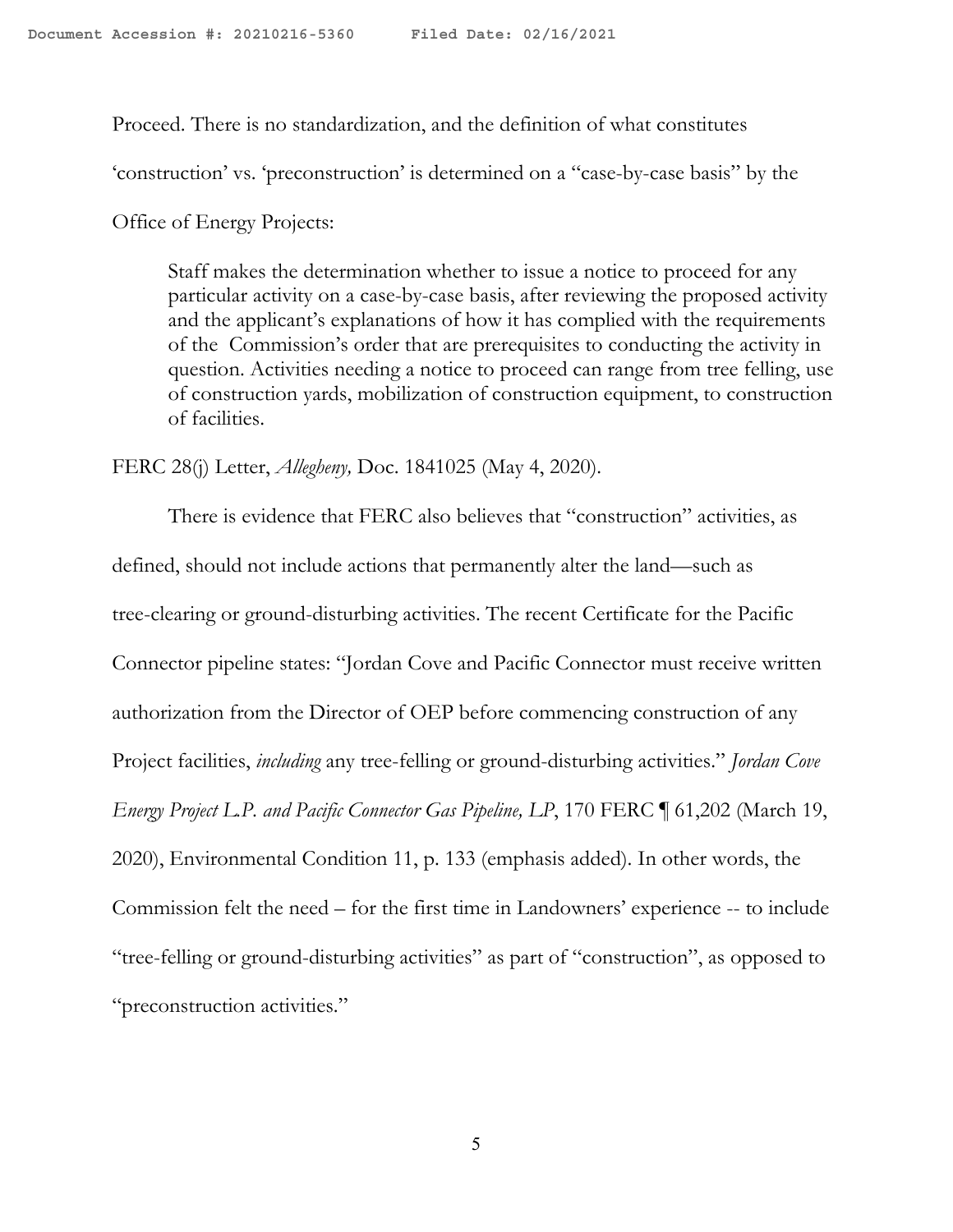Proceed. There is no standardization, and the definition of what constitutes 'construction' vs. 'preconstruction' is determined on a "case-by-case basis" by the Office of Energy Projects:

> Staff makes the determination whether to issue a notice to proceed for any particular activity on a case-by-case basis, after reviewing the proposed activity and the applicant's explanations of how it has complied with the requirements of the Commission's order that are prerequisites to conducting the activity in question. Activities needing a notice to proceed can range from tree felling, use of construction yards, mobilization of construction equipment, to construction of facilities.

FERC 28(j) Letter, *Allegheny,* Doc. 1841025 (May 4, 2020).

There is evidence that FERC also believes that "construction" activities, as defined, should not include actions that permanently alter the land—such as tree-clearing or ground-disturbing activities. The recent Certificate for the Pacific Connector pipeline states: "Jordan Cove and Pacific Connector must receive written authorization from the Director of OEP before commencing construction of any Project facilities, *including* any tree-felling or ground-disturbing activities." *Jordan Cove Energy Project L.P. and Pacific Connector Gas Pipeline, LP*, 170 FERC ¶ 61,202 (March 19, 2020), Environmental Condition 11, p. 133 (emphasis added). In other words, the Commission felt the need – for the first time in Landowners' experience -- to include "tree-felling or ground-disturbing activities" as part of "construction", as opposed to "preconstruction activities."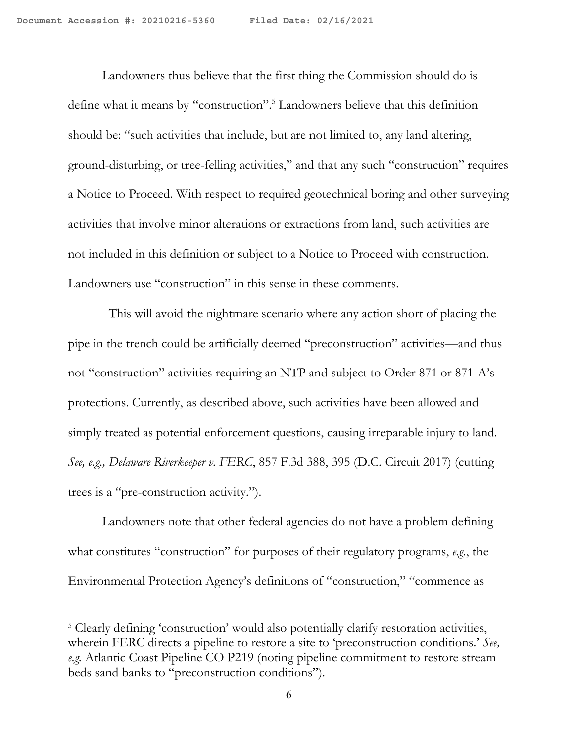Landowners thus believe that the first thing the Commission should do is define what it means by "construction".[5] Landowners believe that this definition should be: "such activities that include, but are not limited to, any land altering, ground-disturbing, or tree-felling activities," and that any such "construction" requires a Notice to Proceed. With respect to required geotechnical boring and other surveying activities that involve minor alterations or extractions from land, such activities are not included in this definition or subject to a Notice to Proceed with construction. Landowners use "construction" in this sense in these comments.

This will avoid the nightmare scenario where any action short of placing the pipe in the trench could be artificially deemed "preconstruction" activities—and thus not "construction" activities requiring an NTP and subject to Order 871 or 871-A's protections. Currently, as described above, such activities have been allowed and simply treated as potential enforcement questions, causing irreparable injury to land. *See, e.g., Delaware Riverkeeper v. FERC*, 857 F.3d 388, 395 (D.C. Circuit 2017) (cutting trees is a "pre-construction activity.").

Landowners note that other federal agencies do not have a problem defining what constitutes "construction" for purposes of their regulatory programs, *e.g.*, the Environmental Protection Agency's definitions of "construction," "commence as

[5] Clearly defining 'construction' would also potentially clarify restoration activities, wherein FERC directs a pipeline to restore a site to 'preconstruction conditions.' *See, e.g.* Atlantic Coast Pipeline CO P219 (noting pipeline commitment to restore stream beds sand banks to "preconstruction conditions").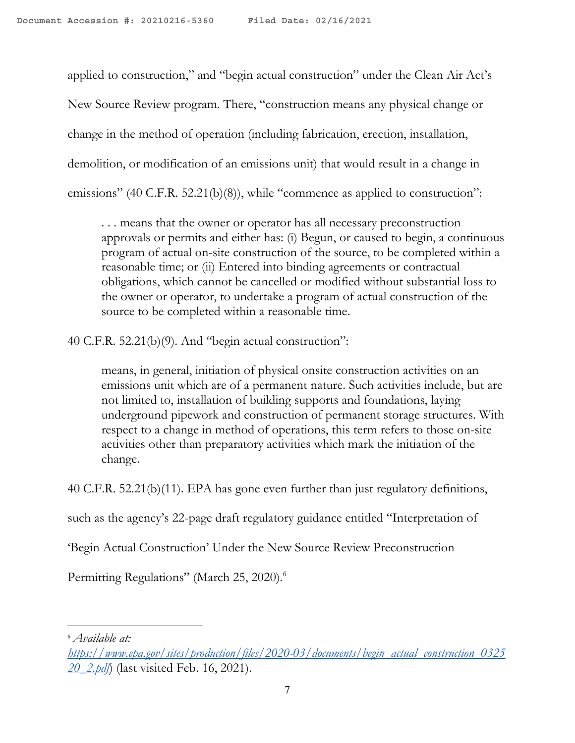applied to construction," and "begin actual construction" under the Clean Air Act's New Source Review program. There, "construction means any physical change or change in the method of operation (including fabrication, erection, installation, demolition, or modification of an emissions unit) that would result in a change in emissions" (40 C.F.R. 52.21(b)(8)), while "commence as applied to construction":

> . . . means that the owner or operator has all necessary preconstruction approvals or permits and either has: (i) Begun, or caused to begin, a continuous program of actual on-site construction of the source, to be completed within a reasonable time; or (ii) Entered into binding agreements or contractual obligations, which cannot be cancelled or modified without substantial loss to the owner or operator, to undertake a program of actual construction of the source to be completed within a reasonable time.

40 C.F.R. 52.21(b)(9). And "begin actual construction":

> means, in general, initiation of physical onsite construction activities on an emissions unit which are of a permanent nature. Such activities include, but are not limited to, installation of building supports and foundations, laying underground pipework and construction of permanent storage structures. With respect to a change in method of operations, this term refers to those on-site activities other than preparatory activities which mark the initiation of the change.

40 C.F.R. 52.21(b)(11). EPA has gone even further than just regulatory definitions, such as the agency's 22-page draft regulatory guidance entitled "Interpretation of 'Begin Actual Construction' Under the New Source Review Preconstruction Permitting Regulations" (March 25, 2020).[6]

---

[6] *Available at:* *https://www.epa.gov/sites/production/files/2020-03/documents/begin_actual_construction_032520_2.pdf*) (last visited Feb. 16, 2021).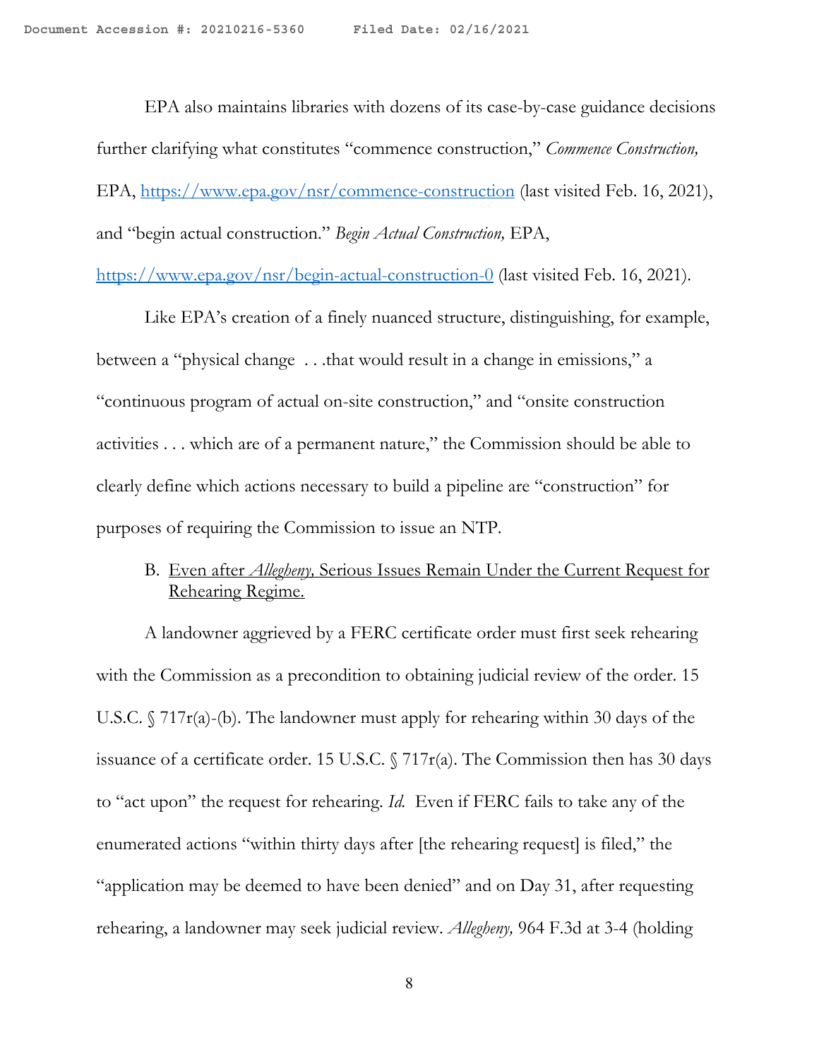EPA also maintains libraries with dozens of its case-by-case guidance decisions further clarifying what constitutes "commence construction," *Commence Construction,* EPA, https://www.epa.gov/nsr/commence-construction (last visited Feb. 16, 2021), and "begin actual construction." *Begin Actual Construction,* EPA, https://www.epa.gov/nsr/begin-actual-construction-0 (last visited Feb. 16, 2021).

Like EPA's creation of a finely nuanced structure, distinguishing, for example, between a "physical change . . .that would result in a change in emissions," a "continuous program of actual on-site construction," and "onsite construction activities . . . which are of a permanent nature," the Commission should be able to clearly define which actions necessary to build a pipeline are "construction" for purposes of requiring the Commission to issue an NTP.

B. <u>Even after *Allegheny,* Serious Issues Remain Under the Current Request for Rehearing Regime.</u>

A landowner aggrieved by a FERC certificate order must first seek rehearing with the Commission as a precondition to obtaining judicial review of the order. 15 U.S.C. § 717r(a)-(b). The landowner must apply for rehearing within 30 days of the issuance of a certificate order. 15 U.S.C. § 717r(a). The Commission then has 30 days to "act upon" the request for rehearing. *Id.* Even if FERC fails to take any of the enumerated actions "within thirty days after [the rehearing request] is filed," the "application may be deemed to have been denied" and on Day 31, after requesting rehearing, a landowner may seek judicial review. *Allegheny,* 964 F.3d at 3-4 (holding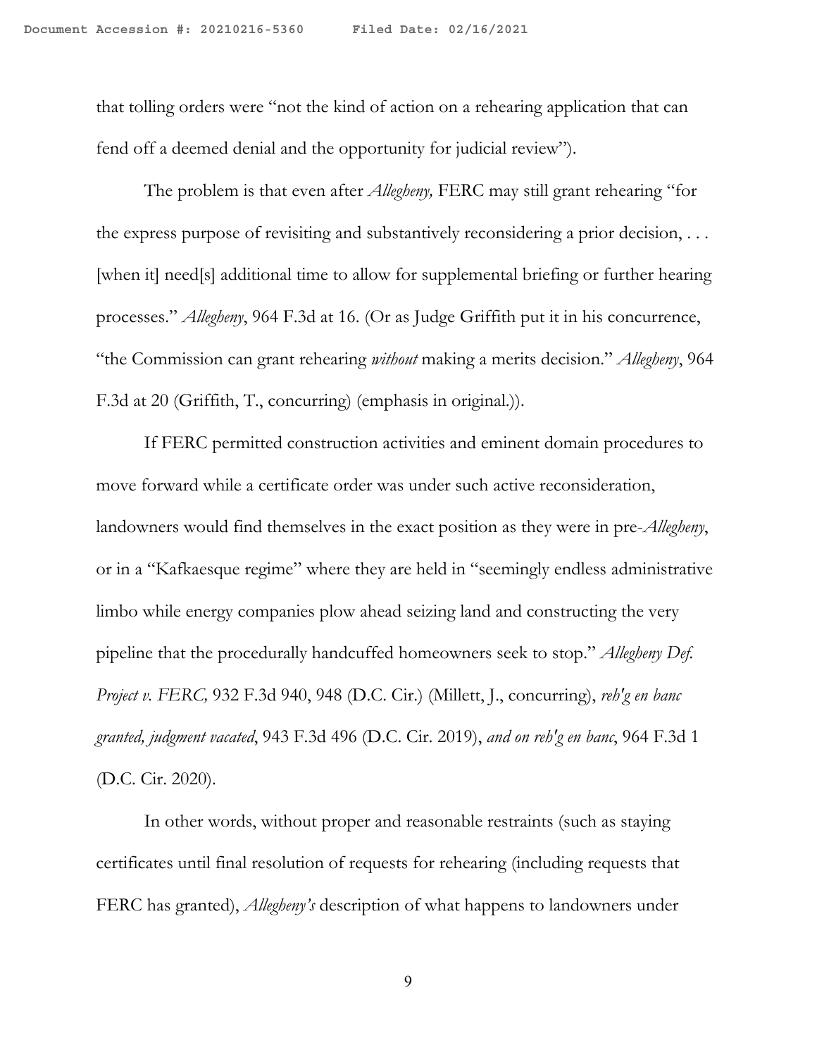that tolling orders were "not the kind of action on a rehearing application that can fend off a deemed denial and the opportunity for judicial review").

The problem is that even after *Allegheny,* FERC may still grant rehearing "for the express purpose of revisiting and substantively reconsidering a prior decision, . . . [when it] need[s] additional time to allow for supplemental briefing or further hearing processes." *Allegheny*, 964 F.3d at 16. (Or as Judge Griffith put it in his concurrence, "the Commission can grant rehearing *without* making a merits decision." *Allegheny*, 964 F.3d at 20 (Griffith, T., concurring) (emphasis in original.)).

If FERC permitted construction activities and eminent domain procedures to move forward while a certificate order was under such active reconsideration, landowners would find themselves in the exact position as they were in pre-*Allegheny*, or in a "Kafkaesque regime" where they are held in "seemingly endless administrative limbo while energy companies plow ahead seizing land and constructing the very pipeline that the procedurally handcuffed homeowners seek to stop." *Allegheny Def. Project v. FERC,* 932 F.3d 940, 948 (D.C. Cir.) (Millett, J., concurring), *reh'g en banc granted, judgment vacated*, 943 F.3d 496 (D.C. Cir. 2019), *and on reh'g en banc*, 964 F.3d 1 (D.C. Cir. 2020).

In other words, without proper and reasonable restraints (such as staying certificates until final resolution of requests for rehearing (including requests that FERC has granted), *Allegheny's* description of what happens to landowners under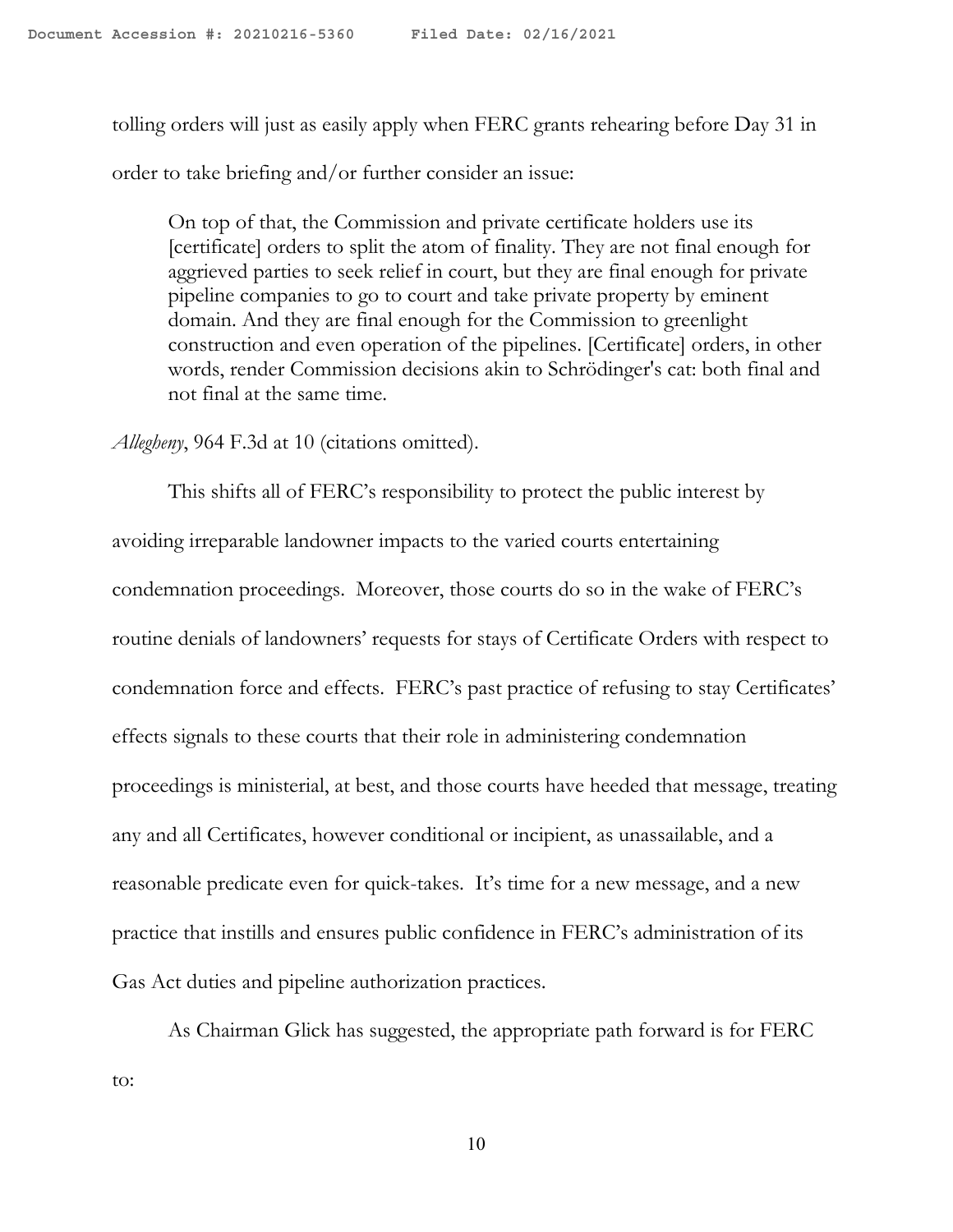tolling orders will just as easily apply when FERC grants rehearing before Day 31 in order to take briefing and/or further consider an issue:

> On top of that, the Commission and private certificate holders use its [certificate] orders to split the atom of finality. They are not final enough for aggrieved parties to seek relief in court, but they are final enough for private pipeline companies to go to court and take private property by eminent domain. And they are final enough for the Commission to greenlight construction and even operation of the pipelines. [Certificate] orders, in other words, render Commission decisions akin to Schrödinger's cat: both final and not final at the same time.

*Allegheny*, 964 F.3d at 10 (citations omitted).

This shifts all of FERC's responsibility to protect the public interest by avoiding irreparable landowner impacts to the varied courts entertaining condemnation proceedings. Moreover, those courts do so in the wake of FERC's routine denials of landowners' requests for stays of Certificate Orders with respect to condemnation force and effects. FERC's past practice of refusing to stay Certificates' effects signals to these courts that their role in administering condemnation proceedings is ministerial, at best, and those courts have heeded that message, treating any and all Certificates, however conditional or incipient, as unassailable, and a reasonable predicate even for quick-takes. It's time for a new message, and a new practice that instills and ensures public confidence in FERC's administration of its Gas Act duties and pipeline authorization practices.

As Chairman Glick has suggested, the appropriate path forward is for FERC to: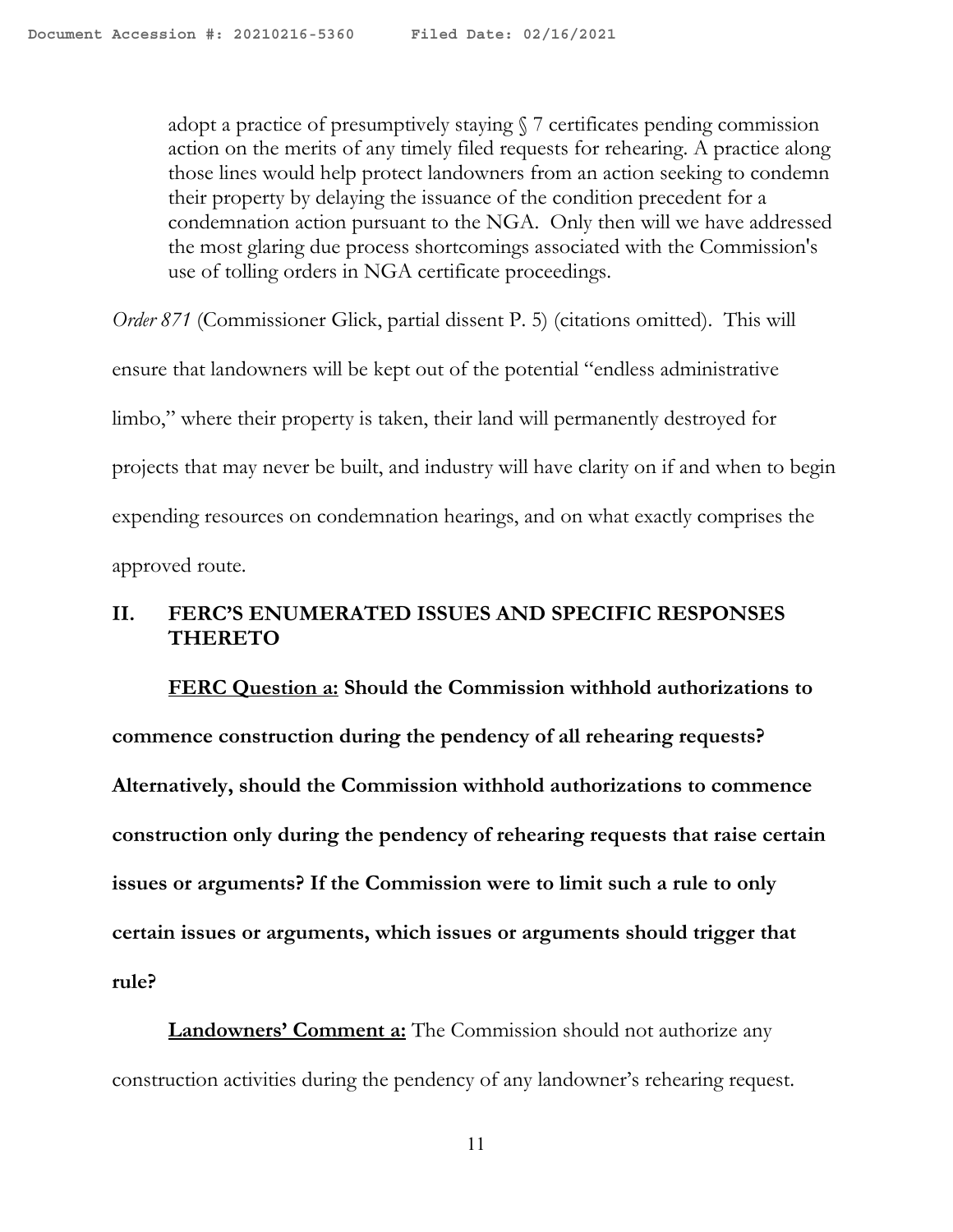> adopt a practice of presumptively staying § 7 certificates pending commission action on the merits of any timely filed requests for rehearing. A practice along those lines would help protect landowners from an action seeking to condemn their property by delaying the issuance of the condition precedent for a condemnation action pursuant to the NGA. Only then will we have addressed the most glaring due process shortcomings associated with the Commission's use of tolling orders in NGA certificate proceedings.

*Order 871* (Commissioner Glick, partial dissent P. 5) (citations omitted). This will ensure that landowners will be kept out of the potential "endless administrative limbo," where their property is taken, their land will permanently destroyed for projects that may never be built, and industry will have clarity on if and when to begin expending resources on condemnation hearings, and on what exactly comprises the approved route.

## II. FERC'S ENUMERATED ISSUES AND SPECIFIC RESPONSES THERETO

**<u>FERC Question a:</u> Should the Commission withhold authorizations to commence construction during the pendency of all rehearing requests? Alternatively, should the Commission withhold authorizations to commence construction only during the pendency of rehearing requests that raise certain issues or arguments? If the Commission were to limit such a rule to only certain issues or arguments, which issues or arguments should trigger that rule?**

**<u>Landowners' Comment a:</u>** The Commission should not authorize any construction activities during the pendency of any landowner's rehearing request.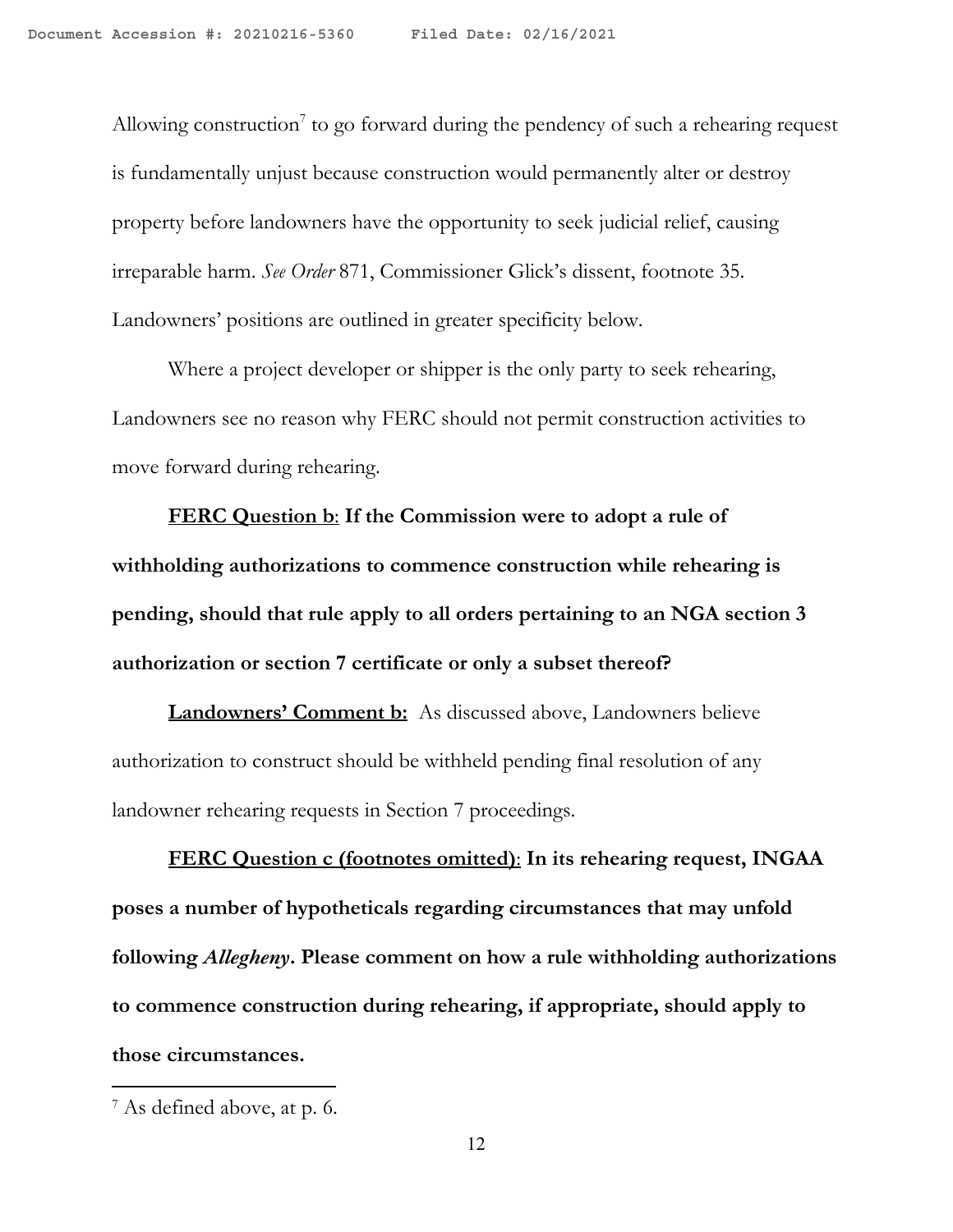Allowing construction[7] to go forward during the pendency of such a rehearing request is fundamentally unjust because construction would permanently alter or destroy property before landowners have the opportunity to seek judicial relief, causing irreparable harm. *See Order* 871, Commissioner Glick's dissent, footnote 35. Landowners' positions are outlined in greater specificity below.

Where a project developer or shipper is the only party to seek rehearing, Landowners see no reason why FERC should not permit construction activities to move forward during rehearing.

**<u>FERC Question b</u>: If the Commission were to adopt a rule of withholding authorizations to commence construction while rehearing is pending, should that rule apply to all orders pertaining to an NGA section 3 authorization or section 7 certificate or only a subset thereof?**

**<u>Landowners' Comment b:</u>** As discussed above, Landowners believe authorization to construct should be withheld pending final resolution of any landowner rehearing requests in Section 7 proceedings.

**<u>FERC Question c (footnotes omitted)</u>: In its rehearing request, INGAA poses a number of hypotheticals regarding circumstances that may unfold following *Allegheny*. Please comment on how a rule withholding authorizations to commence construction during rehearing, if appropriate, should apply to those circumstances.**

---

[7] As defined above, at p. 6.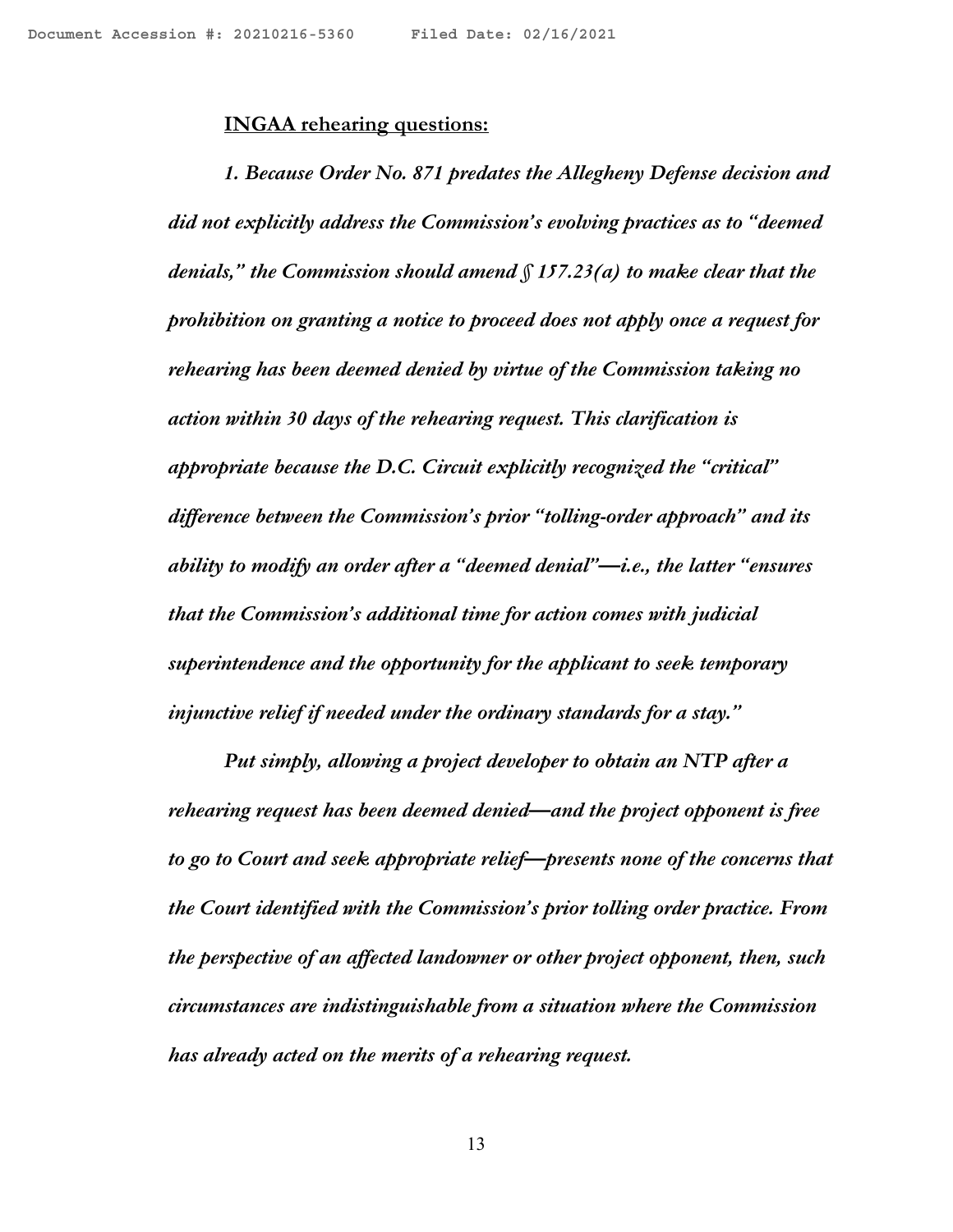**INGAA rehearing questions:**

*1. Because Order No. 871 predates the Allegheny Defense decision and did not explicitly address the Commission's evolving practices as to "deemed denials," the Commission should amend § 157.23(a) to make clear that the prohibition on granting a notice to proceed does not apply once a request for rehearing has been deemed denied by virtue of the Commission taking no action within 30 days of the rehearing request. This clarification is appropriate because the D.C. Circuit explicitly recognized the "critical" difference between the Commission's prior "tolling-order approach" and its ability to modify an order after a "deemed denial"—i.e., the latter "ensures that the Commission's additional time for action comes with judicial superintendence and the opportunity for the applicant to seek temporary injunctive relief if needed under the ordinary standards for a stay."*

*Put simply, allowing a project developer to obtain an NTP after a rehearing request has been deemed denied—and the project opponent is free to go to Court and seek appropriate relief—presents none of the concerns that the Court identified with the Commission's prior tolling order practice. From the perspective of an affected landowner or other project opponent, then, such circumstances are indistinguishable from a situation where the Commission has already acted on the merits of a rehearing request.*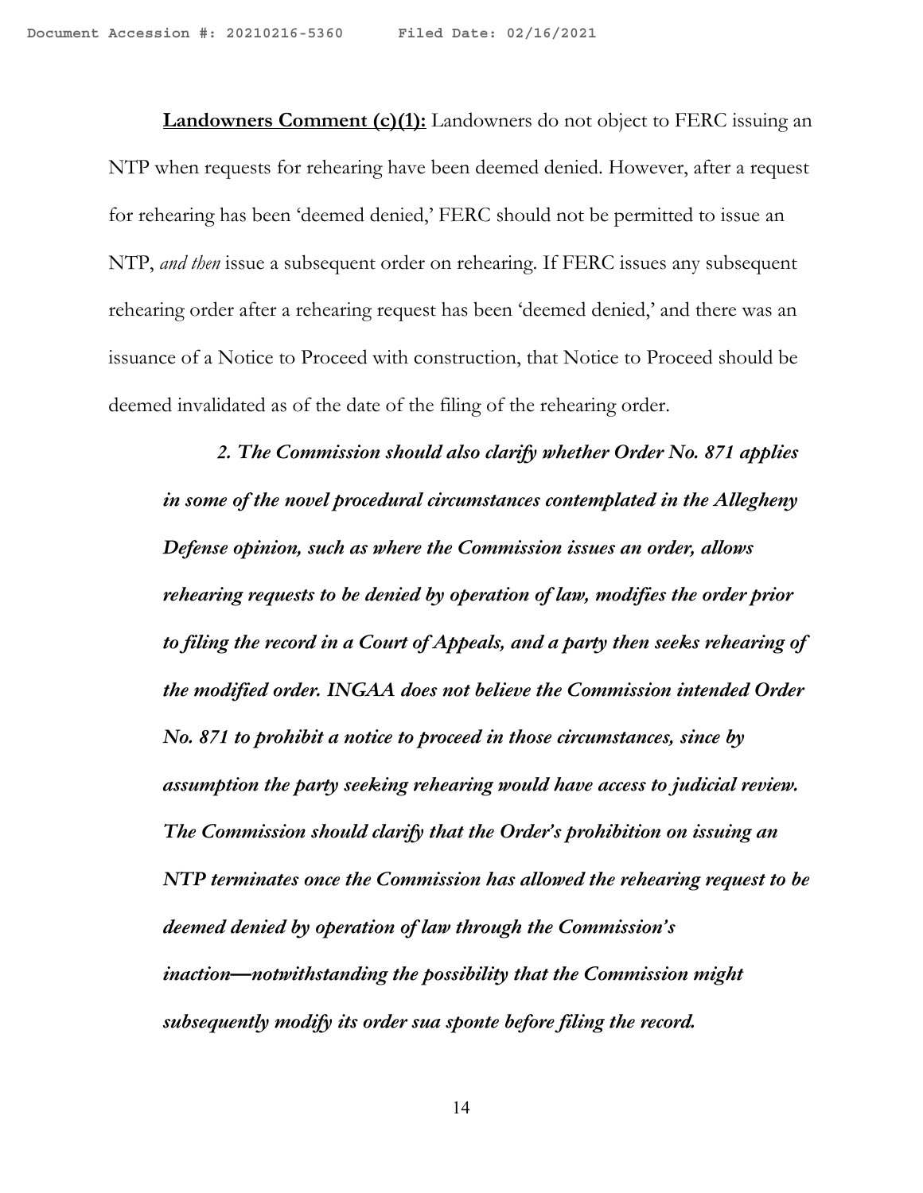**Landowners Comment (c)(1):** Landowners do not object to FERC issuing an NTP when requests for rehearing have been deemed denied. However, after a request for rehearing has been 'deemed denied,' FERC should not be permitted to issue an NTP, *and then* issue a subsequent order on rehearing. If FERC issues any subsequent rehearing order after a rehearing request has been 'deemed denied,' and there was an issuance of a Notice to Proceed with construction, that Notice to Proceed should be deemed invalidated as of the date of the filing of the rehearing order.

> ***2. The Commission should also clarify whether Order No. 871 applies in some of the novel procedural circumstances contemplated in the Allegheny Defense opinion, such as where the Commission issues an order, allows rehearing requests to be denied by operation of law, modifies the order prior to filing the record in a Court of Appeals, and a party then seeks rehearing of the modified order. INGAA does not believe the Commission intended Order No. 871 to prohibit a notice to proceed in those circumstances, since by assumption the party seeking rehearing would have access to judicial review. The Commission should clarify that the Order's prohibition on issuing an NTP terminates once the Commission has allowed the rehearing request to be deemed denied by operation of law through the Commission's inaction—notwithstanding the possibility that the Commission might subsequently modify its order sua sponte before filing the record.***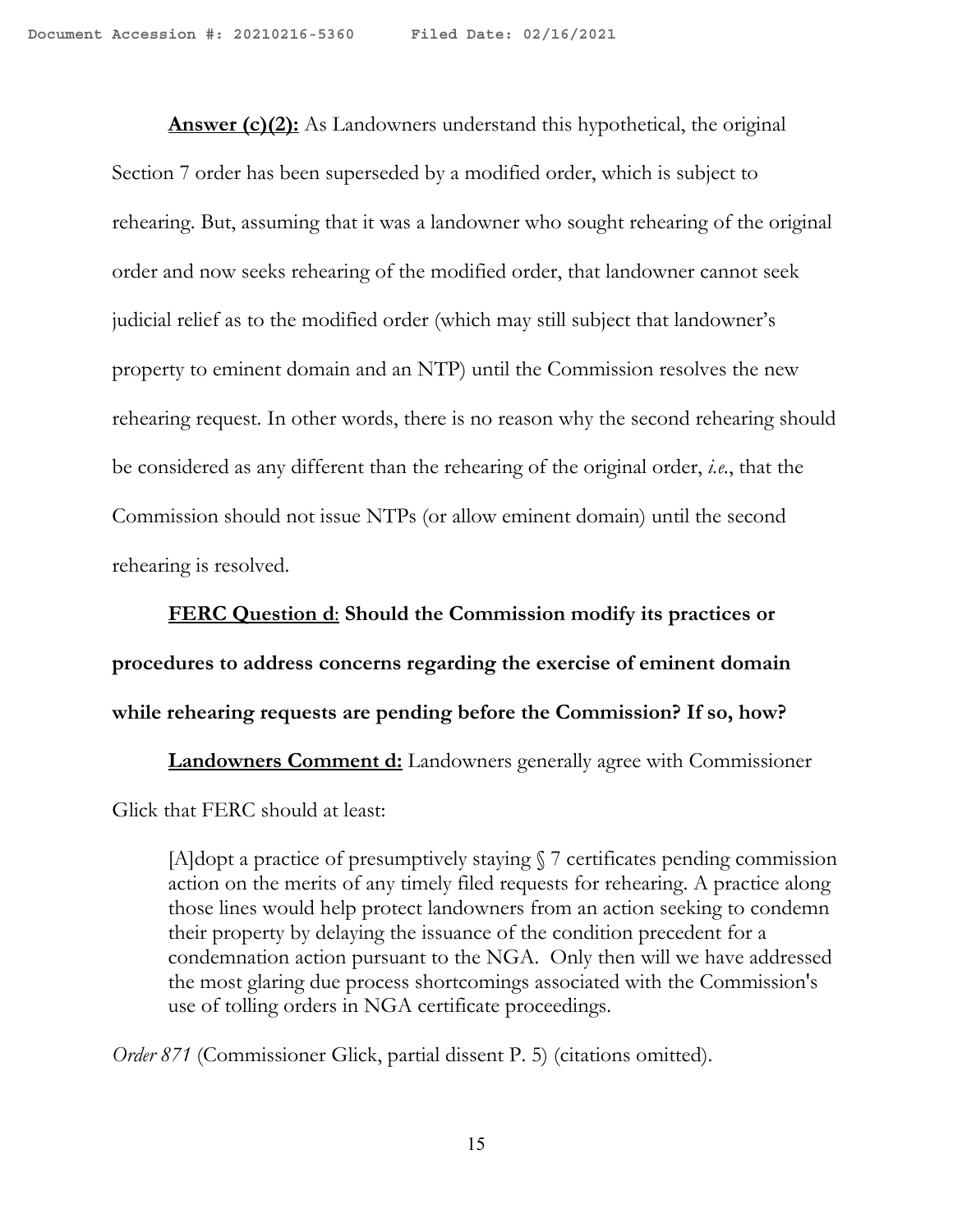**<u>Answer (c)(2):</u>** As Landowners understand this hypothetical, the original Section 7 order has been superseded by a modified order, which is subject to rehearing. But, assuming that it was a landowner who sought rehearing of the original order and now seeks rehearing of the modified order, that landowner cannot seek judicial relief as to the modified order (which may still subject that landowner's property to eminent domain and an NTP) until the Commission resolves the new rehearing request. In other words, there is no reason why the second rehearing should be considered as any different than the rehearing of the original order, *i.e.*, that the Commission should not issue NTPs (or allow eminent domain) until the second rehearing is resolved.

**<u>FERC Question d</u>: Should the Commission modify its practices or procedures to address concerns regarding the exercise of eminent domain while rehearing requests are pending before the Commission? If so, how?**

**<u>Landowners Comment d:</u>** Landowners generally agree with Commissioner Glick that FERC should at least:

> [A]dopt a practice of presumptively staying § 7 certificates pending commission action on the merits of any timely filed requests for rehearing. A practice along those lines would help protect landowners from an action seeking to condemn their property by delaying the issuance of the condition precedent for a condemnation action pursuant to the NGA. Only then will we have addressed the most glaring due process shortcomings associated with the Commission's use of tolling orders in NGA certificate proceedings.

*Order 871* (Commissioner Glick, partial dissent P. 5) (citations omitted).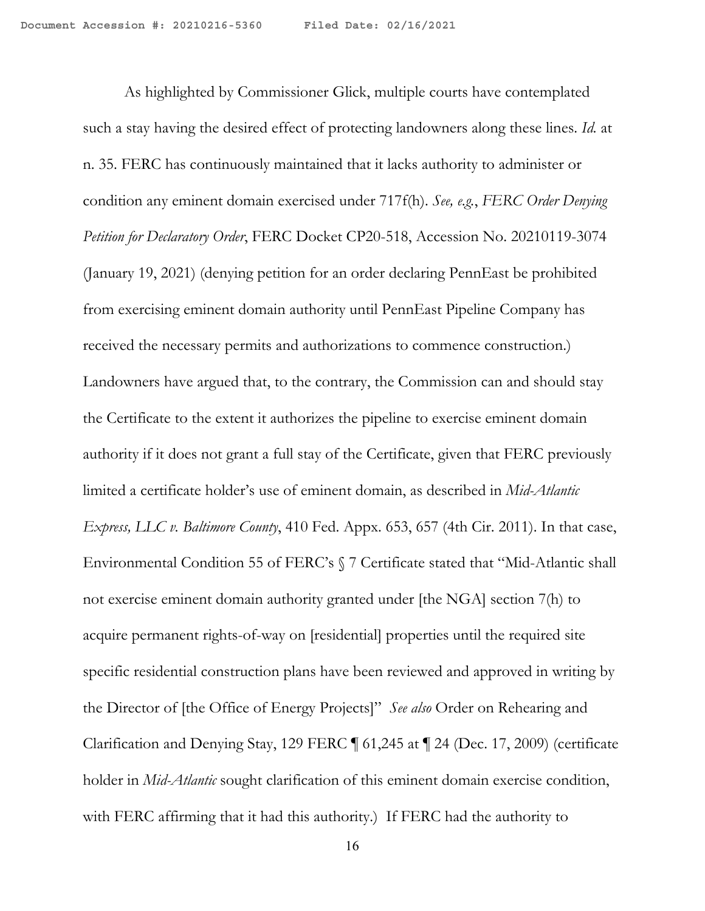As highlighted by Commissioner Glick, multiple courts have contemplated such a stay having the desired effect of protecting landowners along these lines. *Id.* at n. 35. FERC has continuously maintained that it lacks authority to administer or condition any eminent domain exercised under 717f(h). *See, e.g.*, *FERC Order Denying Petition for Declaratory Order*, FERC Docket CP20-518, Accession No. 20210119-3074 (January 19, 2021) (denying petition for an order declaring PennEast be prohibited from exercising eminent domain authority until PennEast Pipeline Company has received the necessary permits and authorizations to commence construction.) Landowners have argued that, to the contrary, the Commission can and should stay the Certificate to the extent it authorizes the pipeline to exercise eminent domain authority if it does not grant a full stay of the Certificate, given that FERC previously limited a certificate holder's use of eminent domain, as described in *Mid-Atlantic Express, LLC v. Baltimore County*, 410 Fed. Appx. 653, 657 (4th Cir. 2011). In that case, Environmental Condition 55 of FERC's § 7 Certificate stated that "Mid-Atlantic shall not exercise eminent domain authority granted under [the NGA] section 7(h) to acquire permanent rights-of-way on [residential] properties until the required site specific residential construction plans have been reviewed and approved in writing by the Director of [the Office of Energy Projects]" *See also* Order on Rehearing and Clarification and Denying Stay, 129 FERC ¶ 61,245 at ¶ 24 (Dec. 17, 2009) (certificate holder in *Mid-Atlantic* sought clarification of this eminent domain exercise condition, with FERC affirming that it had this authority.) If FERC had the authority to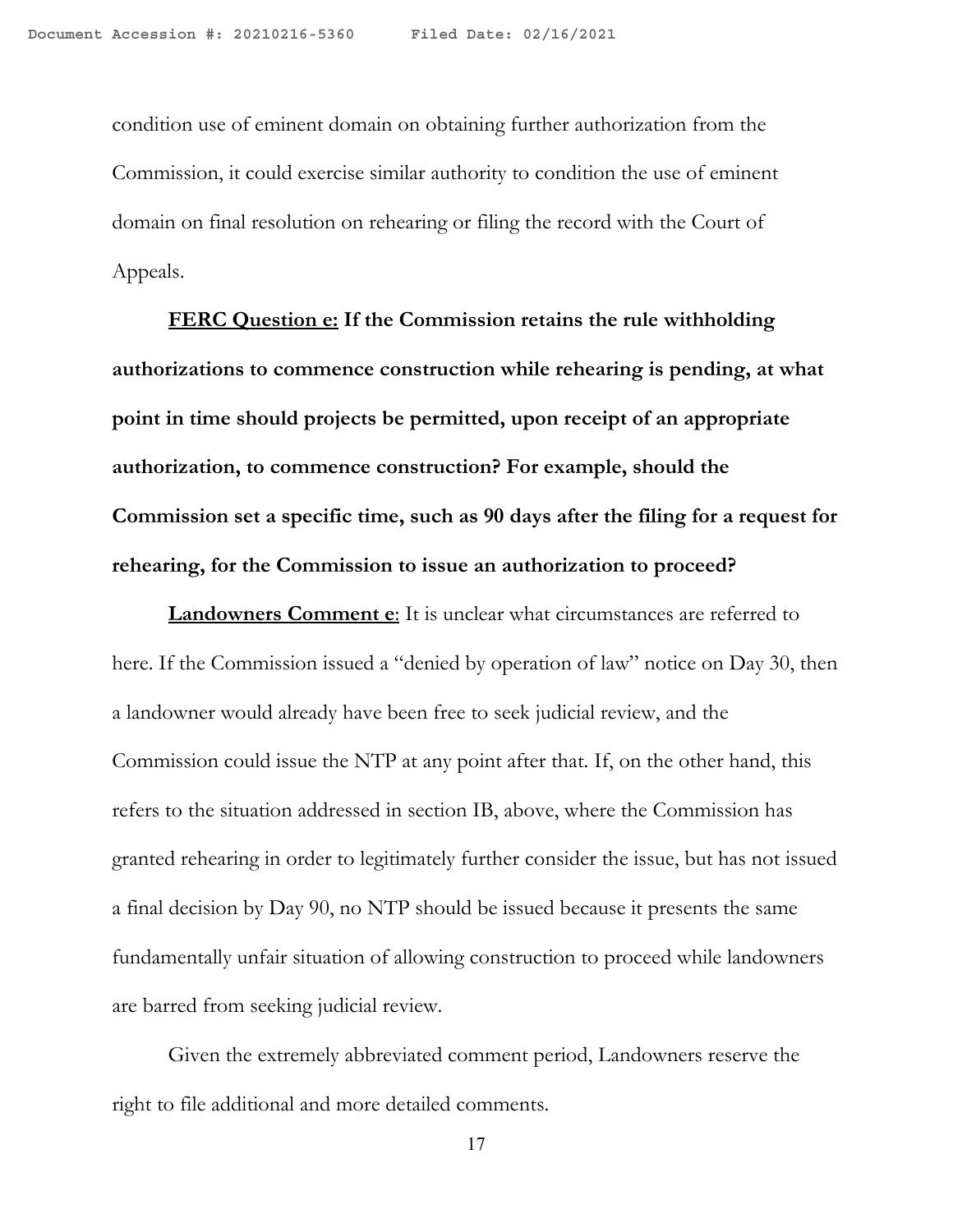condition use of eminent domain on obtaining further authorization from the Commission, it could exercise similar authority to condition the use of eminent domain on final resolution on rehearing or filing the record with the Court of Appeals.

**FERC Question e: If the Commission retains the rule withholding authorizations to commence construction while rehearing is pending, at what point in time should projects be permitted, upon receipt of an appropriate authorization, to commence construction? For example, should the Commission set a specific time, such as 90 days after the filing for a request for rehearing, for the Commission to issue an authorization to proceed?**

**Landowners Comment e**: It is unclear what circumstances are referred to here. If the Commission issued a "denied by operation of law" notice on Day 30, then a landowner would already have been free to seek judicial review, and the Commission could issue the NTP at any point after that. If, on the other hand, this refers to the situation addressed in section IB, above, where the Commission has granted rehearing in order to legitimately further consider the issue, but has not issued a final decision by Day 90, no NTP should be issued because it presents the same fundamentally unfair situation of allowing construction to proceed while landowners are barred from seeking judicial review.

Given the extremely abbreviated comment period, Landowners reserve the right to file additional and more detailed comments.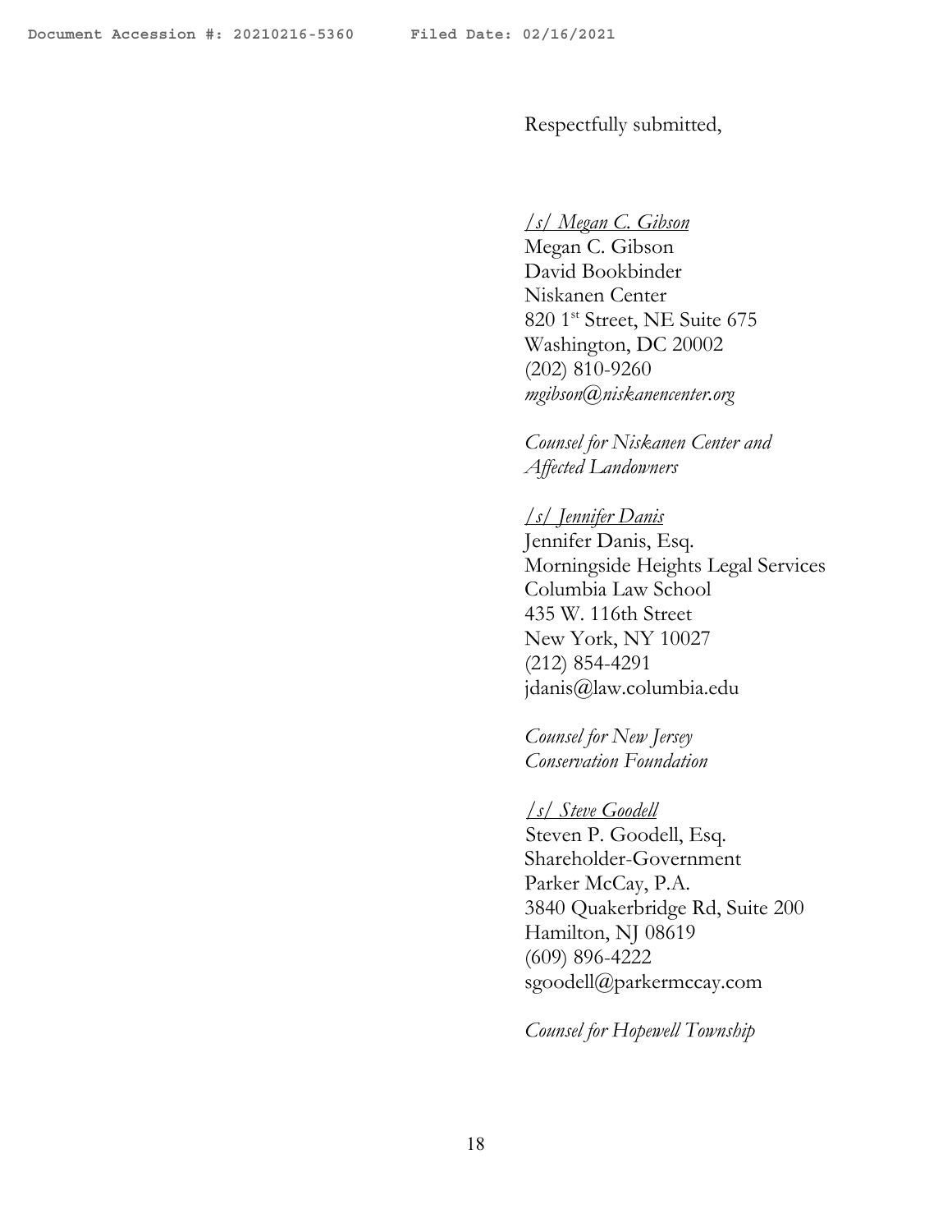Respectfully submitted,

*/s/ Megan C. Gibson*
Megan C. Gibson
David Bookbinder
Niskanen Center
820 1st Street, NE Suite 675
Washington, DC 20002
(202) 810-9260
*mgibson@niskanencenter.org*

*Counsel for Niskanen Center and Affected Landowners*

*/s/ Jennifer Danis*
Jennifer Danis, Esq.
Morningside Heights Legal Services
Columbia Law School
435 W. 116th Street
New York, NY 10027
(212) 854-4291
jdanis@law.columbia.edu

*Counsel for New Jersey Conservation Foundation*

*/s/ Steve Goodell*
Steven P. Goodell, Esq.
Shareholder-Government
Parker McCay, P.A.
3840 Quakerbridge Rd, Suite 200
Hamilton, NJ 08619
(609) 896-4222
sgoodell@parkermccay.com

*Counsel for Hopewell Township*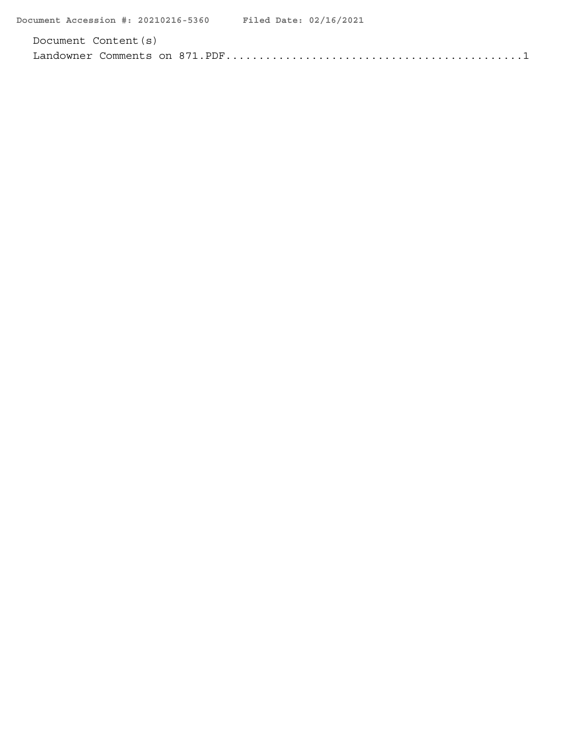Document Accession #: 20210216-5360 Filed Date: 02/16/2021

Document Content(s)

Landowner Comments on 871.PDF.............................................1